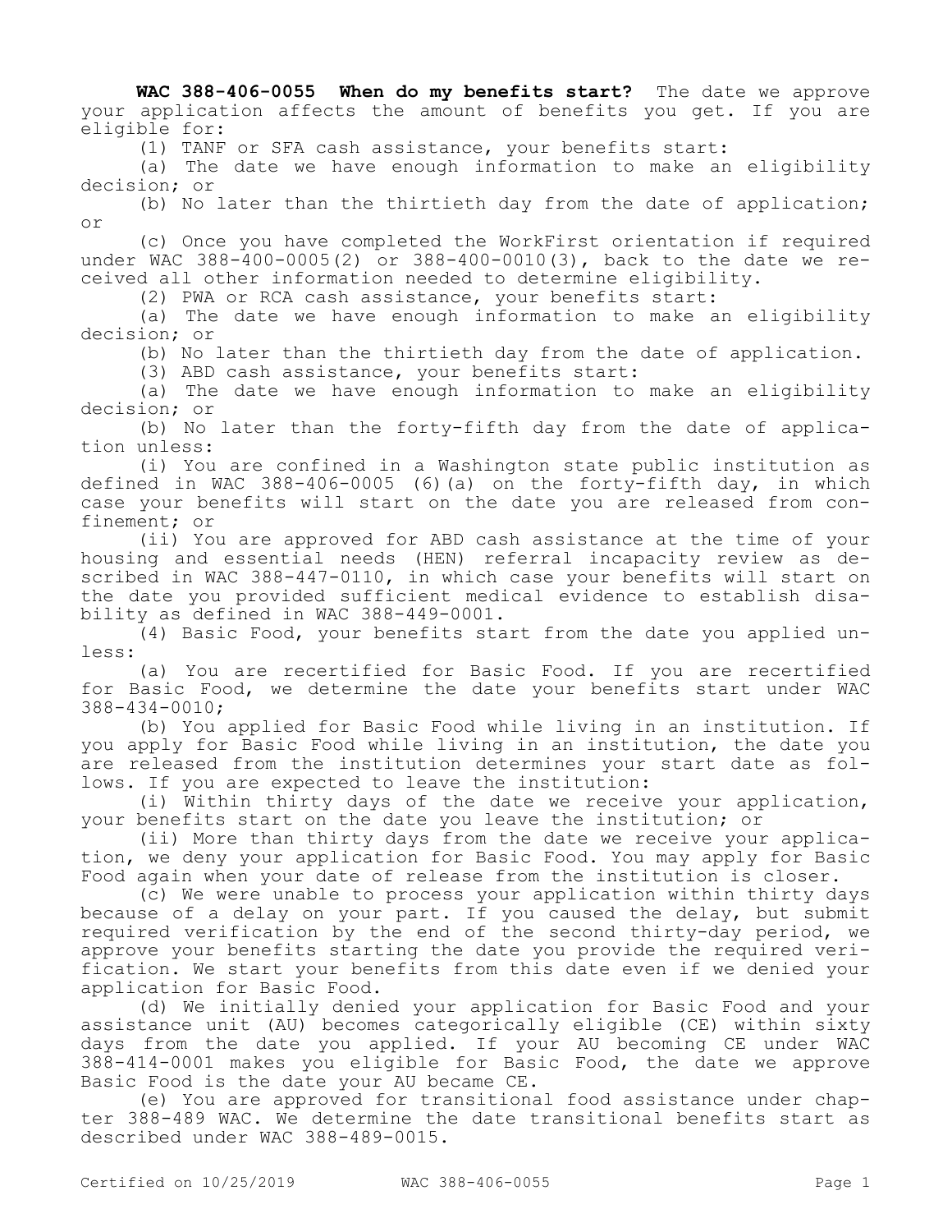**WAC 388-406-0055 When do my benefits start?** The date we approve your application affects the amount of benefits you get. If you are eligible for:

(1) TANF or SFA cash assistance, your benefits start:

(a) The date we have enough information to make an eligibility decision; or

(b) No later than the thirtieth day from the date of application; or

(c) Once you have completed the WorkFirst orientation if required under WAC 388-400-0005(2) or 388-400-0010(3), back to the date we received all other information needed to determine eligibility.

(2) PWA or RCA cash assistance, your benefits start:

(a) The date we have enough information to make an eligibility decision; or

(b) No later than the thirtieth day from the date of application.

(3) ABD cash assistance, your benefits start:

(a) The date we have enough information to make an eligibility decision; or

(b) No later than the forty-fifth day from the date of application unless:

(i) You are confined in a Washington state public institution as defined in WAC 388-406-0005 (6)(a) on the forty-fifth day, in which case your benefits will start on the date you are released from confinement; or

(ii) You are approved for ABD cash assistance at the time of your housing and essential needs (HEN) referral incapacity review as described in WAC 388-447-0110, in which case your benefits will start on the date you provided sufficient medical evidence to establish disability as defined in WAC 388-449-0001.

(4) Basic Food, your benefits start from the date you applied unless:

(a) You are recertified for Basic Food. If you are recertified for Basic Food, we determine the date your benefits start under WAC 388-434-0010;

(b) You applied for Basic Food while living in an institution. If you apply for Basic Food while living in an institution, the date you are released from the institution determines your start date as follows. If you are expected to leave the institution:

(i) Within thirty days of the date we receive your application, your benefits start on the date you leave the institution; or

(ii) More than thirty days from the date we receive your application, we deny your application for Basic Food. You may apply for Basic Food again when your date of release from the institution is closer.

(c) We were unable to process your application within thirty days because of a delay on your part. If you caused the delay, but submit required verification by the end of the second thirty-day period, we approve your benefits starting the date you provide the required verification. We start your benefits from this date even if we denied your application for Basic Food.

(d) We initially denied your application for Basic Food and your assistance unit (AU) becomes categorically eligible (CE) within sixty days from the date you applied. If your AU becoming CE under WAC 388-414-0001 makes you eligible for Basic Food, the date we approve Basic Food is the date your AU became CE.

(e) You are approved for transitional food assistance under chapter 388-489 WAC. We determine the date transitional benefits start as described under WAC 388-489-0015.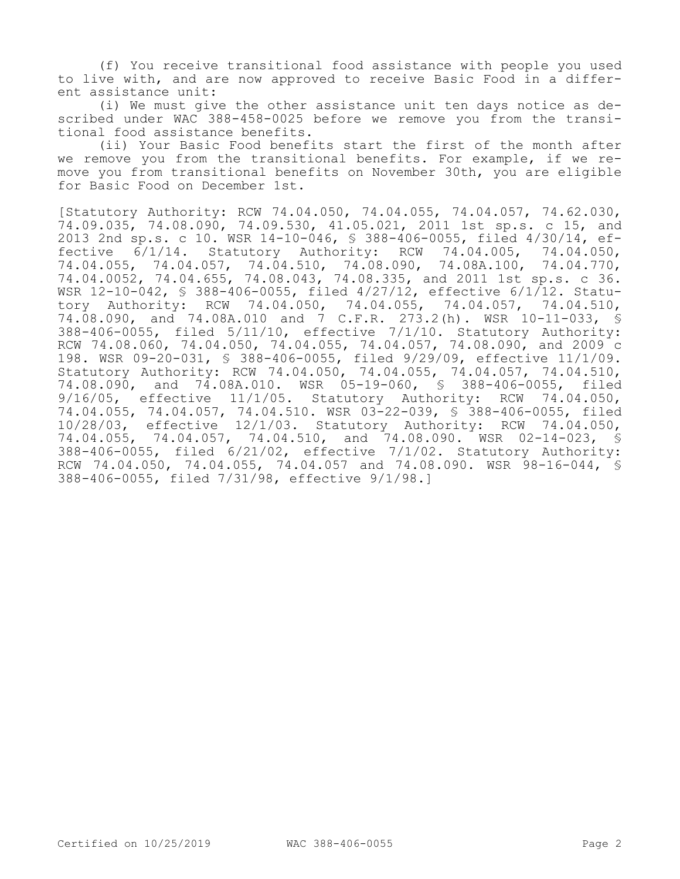(f) You receive transitional food assistance with people you used to live with, and are now approved to receive Basic Food in a different assistance unit:

(i) We must give the other assistance unit ten days notice as described under WAC 388-458-0025 before we remove you from the transitional food assistance benefits.

(ii) Your Basic Food benefits start the first of the month after we remove you from the transitional benefits. For example, if we remove you from transitional benefits on November 30th, you are eligible for Basic Food on December 1st.

[Statutory Authority: RCW 74.04.050, 74.04.055, 74.04.057, 74.62.030, 74.09.035, 74.08.090, 74.09.530, 41.05.021, 2011 1st sp.s. c 15, and 2013 2nd sp.s. c 10. WSR 14-10-046, § 388-406-0055, filed 4/30/14, effective 6/1/14. Statutory Authority: RCW 74.04.005, 74.04.050, 74.04.055, 74.04.057, 74.04.510, 74.08.090, 74.08A.100, 74.04.770, 74.04.0052, 74.04.655, 74.08.043, 74.08.335, and 2011 1st sp.s. c 36. WSR 12-10-042, § 388-406-0055, filed 4/27/12, effective 6/1/12. Statutory Authority: RCW 74.04.050, 74.04.055, 74.04.057, 74.04.510, 74.08.090, and 74.08A.010 and 7 C.F.R. 273.2(h). WSR 10-11-033, § 388-406-0055, filed 5/11/10, effective 7/1/10. Statutory Authority: RCW 74.08.060, 74.04.050, 74.04.055, 74.04.057, 74.08.090, and 2009 c 198. WSR 09-20-031, § 388-406-0055, filed 9/29/09, effective 11/1/09. Statutory Authority: RCW 74.04.050, 74.04.055, 74.04.057, 74.04.510, 74.08.090, and 74.08A.010. WSR 05-19-060, § 388-406-0055, filed 9/16/05, effective 11/1/05. Statutory Authority: RCW 74.04.050, 74.04.055, 74.04.057, 74.04.510. WSR 03-22-039, § 388-406-0055, filed 10/28/03, effective 12/1/03. Statutory Authority: RCW 74.04.050, 74.04.055, 74.04.057, 74.04.510, and 74.08.090. WSR 02-14-023, § 388-406-0055, filed 6/21/02, effective 7/1/02. Statutory Authority: RCW 74.04.050, 74.04.055, 74.04.057 and 74.08.090. WSR 98-16-044, § 388-406-0055, filed 7/31/98, effective 9/1/98.]